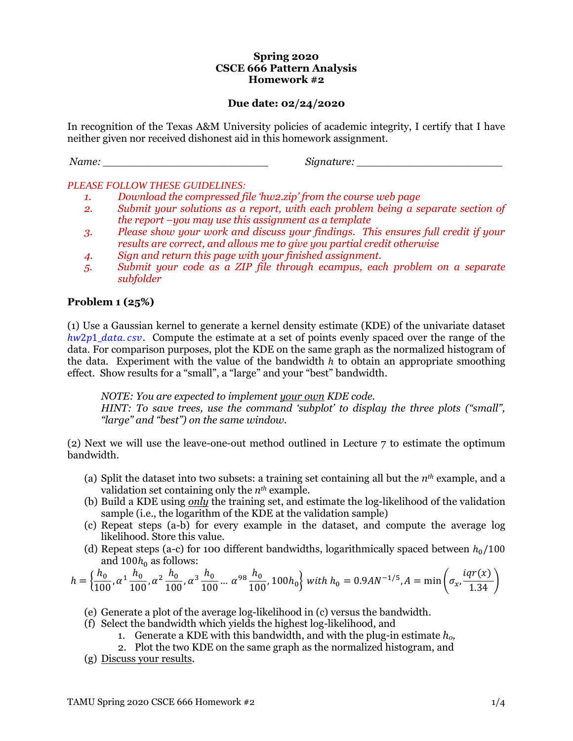**Spring 2020**
**CSCE 666 Pattern Analysis**
**Homework #2**

**Due date: 02/24/2020**

In recognition of the Texas A&M University policies of academic integrity, I certify that I have neither given nor received dishonest aid in this homework assignment.

*Name:* ___________________________ *Signature:* ________________________

*PLEASE FOLLOW THESE GUIDELINES:*

1. *Download the compressed file 'hw2.zip' from the course web page*
2. *Submit your solutions as a report, with each problem being a separate section of the report –you may use this assignment as a template*
3. *Please show your work and discuss your findings. This ensures full credit if your results are correct, and allows me to give you partial credit otherwise*
4. *Sign and return this page with your finished assignment.*
5. *Submit your code as a ZIP file through ecampus, each problem on a separate subfolder*

## Problem 1 (25%)

(1) Use a Gaussian kernel to generate a kernel density estimate (KDE) of the univariate dataset *hw2p1_data.csv*. Compute the estimate at a set of points evenly spaced over the range of the data. For comparison purposes, plot the KDE on the same graph as the normalized histogram of the data. Experiment with the value of the bandwidth $h$ to obtain an appropriate smoothing effect. Show results for a "small", a "large" and your "best" bandwidth.

> *NOTE: You are expected to implement your own KDE code.*
> *HINT: To save trees, use the command 'subplot' to display the three plots ("small", "large" and "best") on the same window.*

(2) Next we will use the leave-one-out method outlined in Lecture 7 to estimate the optimum bandwidth.

(a) Split the dataset into two subsets: a training set containing all but the $n^{th}$ example, and a validation set containing only the $n^{th}$ example.

(b) Build a KDE using *only* the training set, and estimate the log-likelihood of the validation sample (i.e., the logarithm of the KDE at the validation sample)

(c) Repeat steps (a-b) for every example in the dataset, and compute the average log likelihood. Store this value.

(d) Repeat steps (a-c) for 100 different bandwidths, logarithmically spaced between $h_0/100$ and $100h_0$ as follows:

$$h = \left\{\frac{h_0}{100}, \alpha^1 \frac{h_0}{100}, \alpha^2 \frac{h_0}{100}, \alpha^3 \frac{h_0}{100} \dots \alpha^{98} \frac{h_0}{100}, 100h_0\right\} \text{ with } h_0 = 0.9AN^{-1/5}, A = \min\left(\sigma_x, \frac{iqr(x)}{1.34}\right)$$

(e) Generate a plot of the average log-likelihood in (c) versus the bandwidth.

(f) Select the bandwidth which yields the highest log-likelihood, and
   1. Generate a KDE with this bandwidth, and with the plug-in estimate $h_o$,
   2. Plot the two KDE on the same graph as the normalized histogram, and

(g) Discuss your results.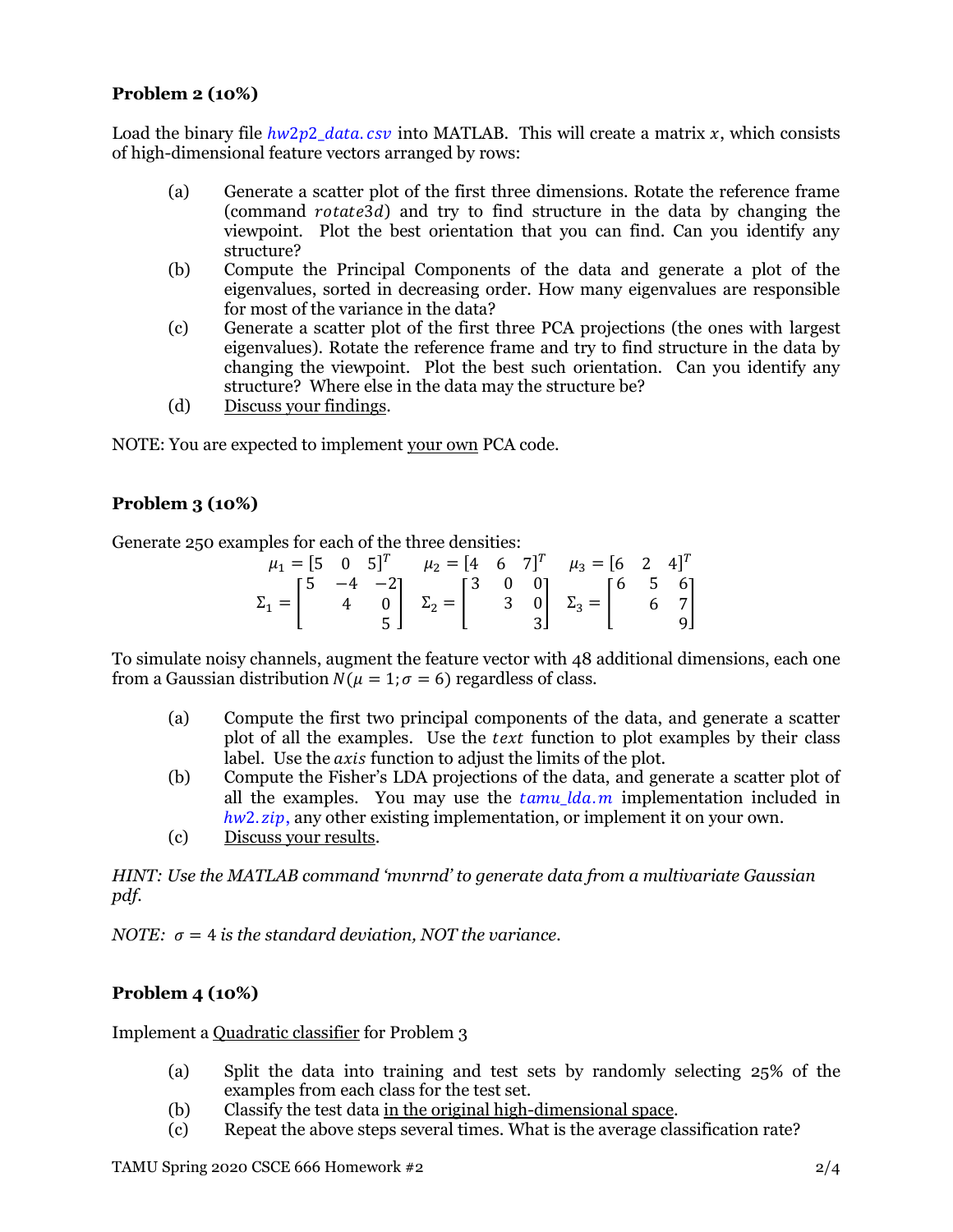**Problem 2 (10%)**

Load the binary file *hw2p2_data.csv* into MATLAB. This will create a matrix $x$, which consists of high-dimensional feature vectors arranged by rows:

(a) Generate a scatter plot of the first three dimensions. Rotate the reference frame (command *rotate3d*) and try to find structure in the data by changing the viewpoint. Plot the best orientation that you can find. Can you identify any structure?

(b) Compute the Principal Components of the data and generate a plot of the eigenvalues, sorted in decreasing order. How many eigenvalues are responsible for most of the variance in the data?

(c) Generate a scatter plot of the first three PCA projections (the ones with largest eigenvalues). Rotate the reference frame and try to find structure in the data by changing the viewpoint. Plot the best such orientation. Can you identify any structure? Where else in the data may the structure be?

(d) Discuss your findings.

NOTE: You are expected to implement your own PCA code.

**Problem 3 (10%)**

Generate 250 examples for each of the three densities:

$$\mu_1 = [5 \quad 0 \quad 5]^T \qquad \mu_2 = [4 \quad 6 \quad 7]^T \qquad \mu_3 = [6 \quad 2 \quad 4]^T$$

$$\Sigma_1 = \begin{bmatrix} 5 & -4 & -2 \\ & 4 & 0 \\ & & 5 \end{bmatrix} \quad \Sigma_2 = \begin{bmatrix} 3 & 0 & 0 \\ & 3 & 0 \\ & & 3 \end{bmatrix} \quad \Sigma_3 = \begin{bmatrix} 6 & 5 & 6 \\ & 6 & 7 \\ & & 9 \end{bmatrix}$$

To simulate noisy channels, augment the feature vector with 48 additional dimensions, each one from a Gaussian distribution $N(\mu = 1; \sigma = 6)$ regardless of class.

(a) Compute the first two principal components of the data, and generate a scatter plot of all the examples. Use the *text* function to plot examples by their class label. Use the *axis* function to adjust the limits of the plot.

(b) Compute the Fisher's LDA projections of the data, and generate a scatter plot of all the examples. You may use the *tamu_lda.m* implementation included in *hw2.zip*, any other existing implementation, or implement it on your own.

(c) Discuss your results.

*HINT: Use the MATLAB command 'mvnrnd' to generate data from a multivariate Gaussian pdf.*

*NOTE: $\sigma = 4$ is the standard deviation, NOT the variance.*

**Problem 4 (10%)**

Implement a Quadratic classifier for Problem 3

(a) Split the data into training and test sets by randomly selecting 25% of the examples from each class for the test set.

(b) Classify the test data in the original high-dimensional space.

(c) Repeat the above steps several times. What is the average classification rate?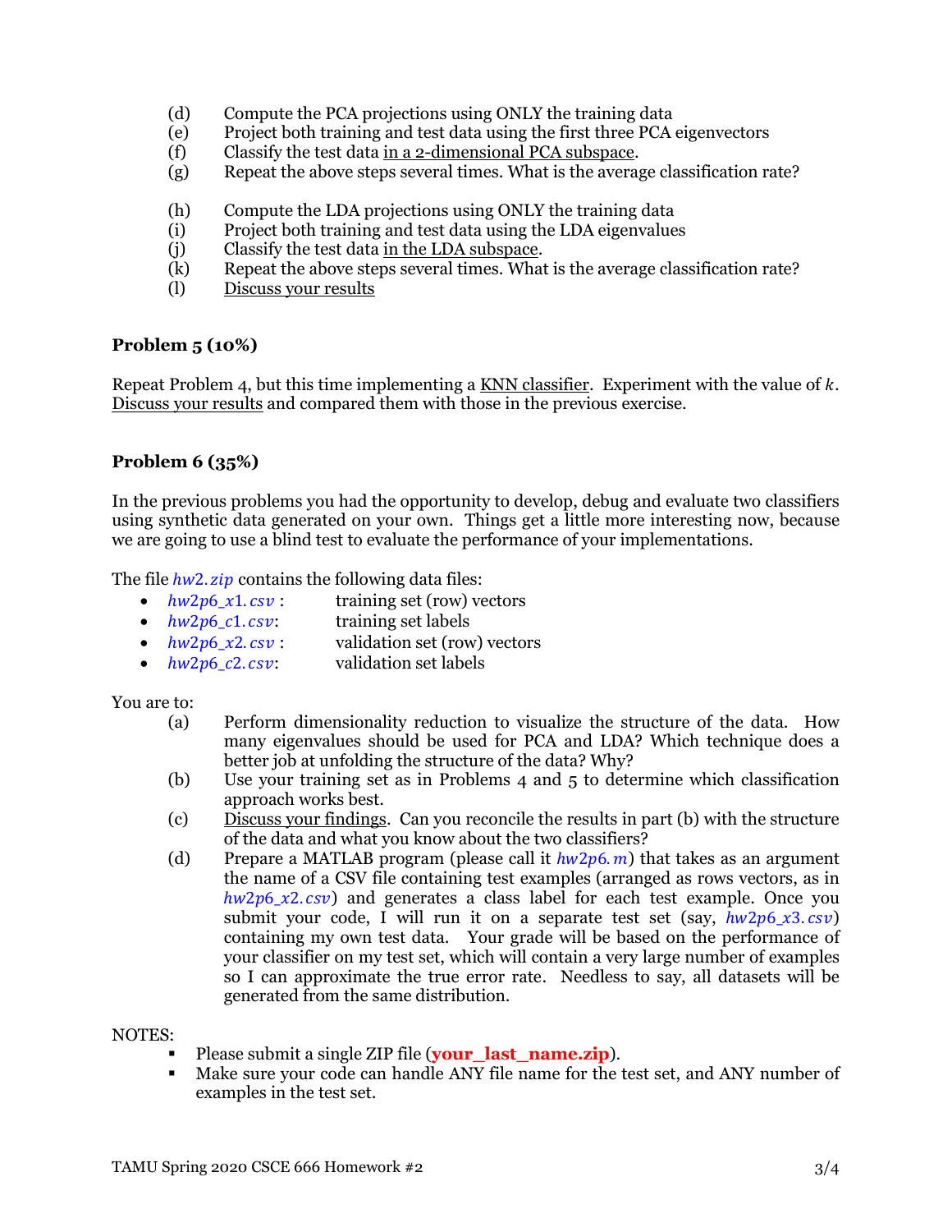(d) Compute the PCA projections using ONLY the training data
(e) Project both training and test data using the first three PCA eigenvectors
(f) Classify the test data <u>in a 2-dimensional PCA subspace</u>.
(g) Repeat the above steps several times. What is the average classification rate?

(h) Compute the LDA projections using ONLY the training data
(i) Project both training and test data using the LDA eigenvalues
(j) Classify the test data <u>in the LDA subspace</u>.
(k) Repeat the above steps several times. What is the average classification rate?
(l) <u>Discuss your results</u>

**Problem 5 (10%)**

Repeat Problem 4, but this time implementing a <u>KNN classifier</u>. Experiment with the value of $k$. <u>Discuss your results</u> and compared them with those in the previous exercise.

**Problem 6 (35%)**

In the previous problems you had the opportunity to develop, debug and evaluate two classifiers using synthetic data generated on your own. Things get a little more interesting now, because we are going to use a blind test to evaluate the performance of your implementations.

The file *hw2.zip* contains the following data files:

- *hw2p6_x1.csv* : training set (row) vectors
- *hw2p6_c1.csv*: training set labels
- *hw2p6_x2.csv* : validation set (row) vectors
- *hw2p6_c2.csv*: validation set labels

You are to:

(a) Perform dimensionality reduction to visualize the structure of the data. How many eigenvalues should be used for PCA and LDA? Which technique does a better job at unfolding the structure of the data? Why?
(b) Use your training set as in Problems 4 and 5 to determine which classification approach works best.
(c) <u>Discuss your findings</u>. Can you reconcile the results in part (b) with the structure of the data and what you know about the two classifiers?
(d) Prepare a MATLAB program (please call it *hw2p6.m*) that takes as an argument the name of a CSV file containing test examples (arranged as rows vectors, as in *hw2p6_x2.csv*) and generates a class label for each test example. Once you submit your code, I will run it on a separate test set (say, *hw2p6_x3.csv*) containing my own test data. Your grade will be based on the performance of your classifier on my test set, which will contain a very large number of examples so I can approximate the true error rate. Needless to say, all datasets will be generated from the same distribution.

NOTES:

- Please submit a single ZIP file (**your_last_name.zip**).
- Make sure your code can handle ANY file name for the test set, and ANY number of examples in the test set.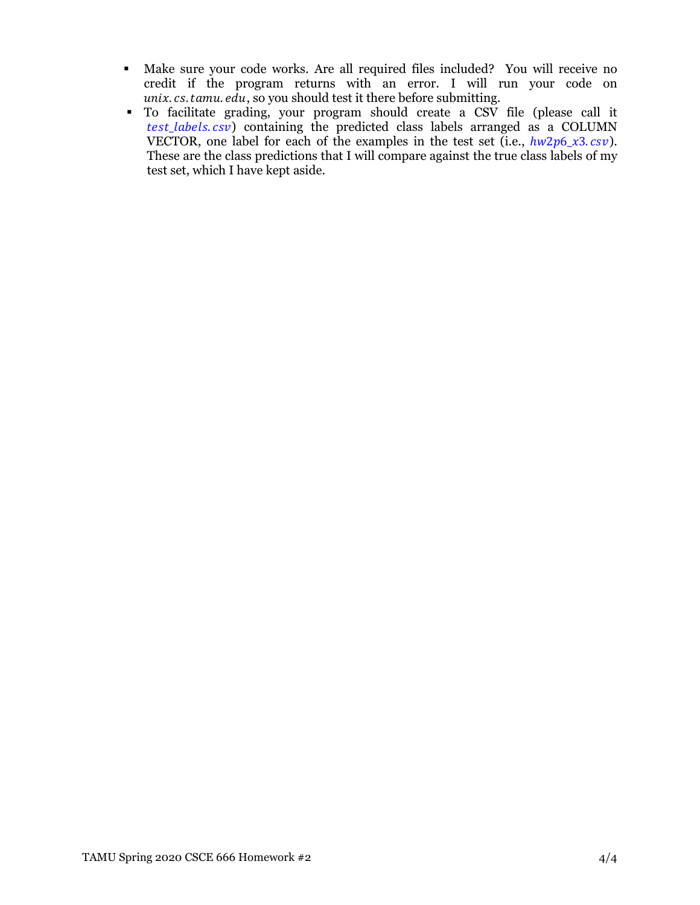- Make sure your code works. Are all required files included? You will receive no credit if the program returns with an error. I will run your code on *unix.cs.tamu.edu*, so you should test it there before submitting.
- To facilitate grading, your program should create a CSV file (please call it *test_labels.csv*) containing the predicted class labels arranged as a COLUMN VECTOR, one label for each of the examples in the test set (i.e., *hw2p6_x3.csv*). These are the class predictions that I will compare against the true class labels of my test set, which I have kept aside.